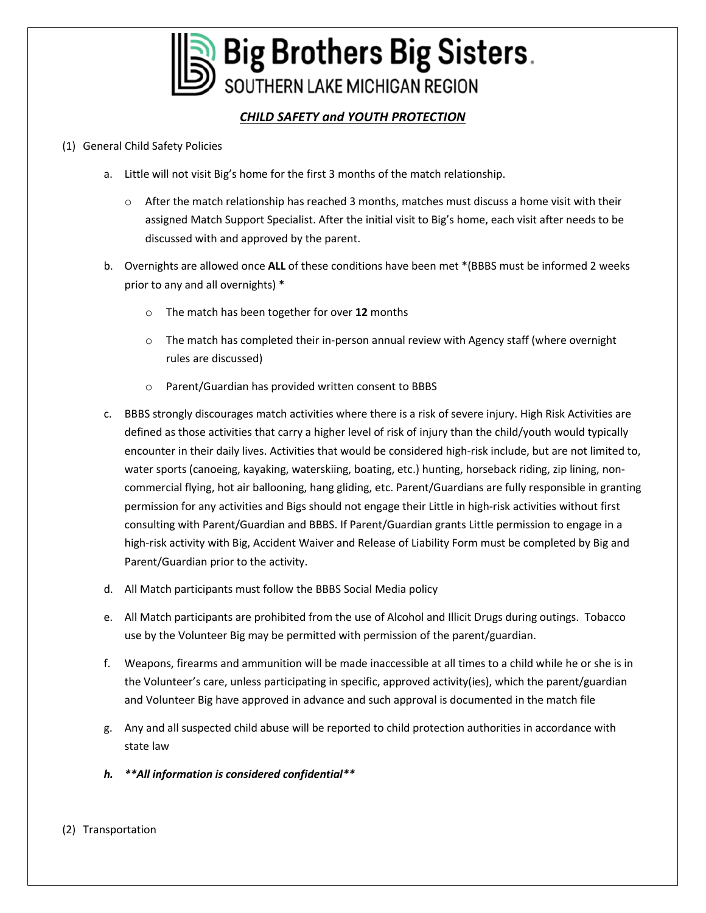# Big Brothers Big Sisters.
## SOUTHERN LAKE MICHIGAN REGION

## ***CHILD SAFETY and YOUTH PROTECTION***

(1) General Child Safety Policies

  a. Little will not visit Big's home for the first 3 months of the match relationship.
     - After the match relationship has reached 3 months, matches must discuss a home visit with their assigned Match Support Specialist. After the initial visit to Big's home, each visit after needs to be discussed with and approved by the parent.

  b. Overnights are allowed once **ALL** of these conditions have been met *(BBBS must be informed 2 weeks prior to any and all overnights) *
     - The match has been together for over **12** months
     - The match has completed their in-person annual review with Agency staff (where overnight rules are discussed)
     - Parent/Guardian has provided written consent to BBBS

  c. BBBS strongly discourages match activities where there is a risk of severe injury. High Risk Activities are defined as those activities that carry a higher level of risk of injury than the child/youth would typically encounter in their daily lives. Activities that would be considered high-risk include, but are not limited to, water sports (canoeing, kayaking, waterskiing, boating, etc.) hunting, horseback riding, zip lining, non-commercial flying, hot air ballooning, hang gliding, etc. Parent/Guardians are fully responsible in granting permission for any activities and Bigs should not engage their Little in high-risk activities without first consulting with Parent/Guardian and BBBS. If Parent/Guardian grants Little permission to engage in a high-risk activity with Big, Accident Waiver and Release of Liability Form must be completed by Big and Parent/Guardian prior to the activity.

  d. All Match participants must follow the BBBS Social Media policy

  e. All Match participants are prohibited from the use of Alcohol and Illicit Drugs during outings. Tobacco use by the Volunteer Big may be permitted with permission of the parent/guardian.

  f. Weapons, firearms and ammunition will be made inaccessible at all times to a child while he or she is in the Volunteer's care, unless participating in specific, approved activity(ies), which the parent/guardian and Volunteer Big have approved in advance and such approval is documented in the match file

  g. Any and all suspected child abuse will be reported to child protection authorities in accordance with state law

  ***h. \*\*All information is considered confidential\*\****

(2) Transportation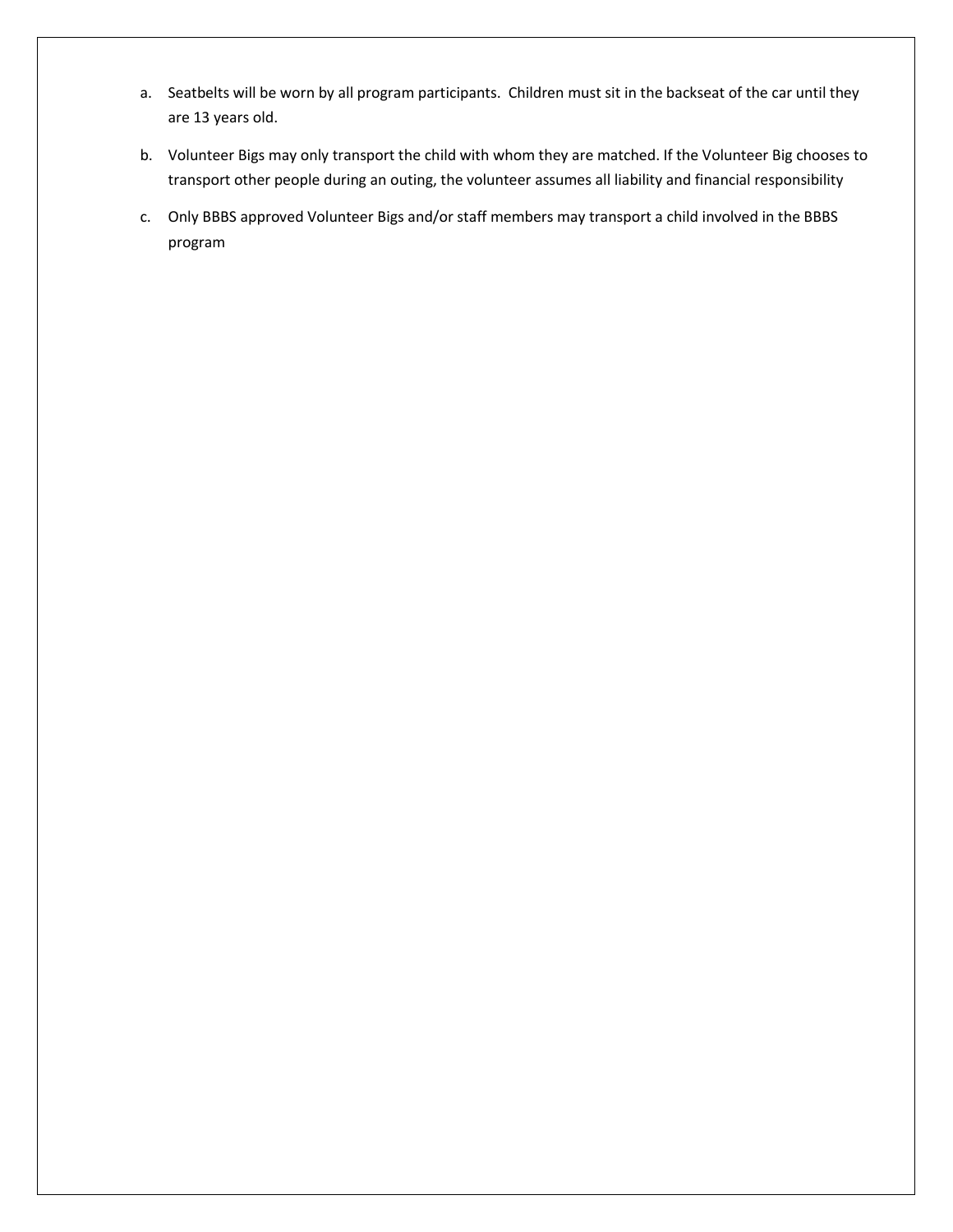a. Seatbelts will be worn by all program participants. Children must sit in the backseat of the car until they are 13 years old.

b. Volunteer Bigs may only transport the child with whom they are matched. If the Volunteer Big chooses to transport other people during an outing, the volunteer assumes all liability and financial responsibility

c. Only BBBS approved Volunteer Bigs and/or staff members may transport a child involved in the BBBS program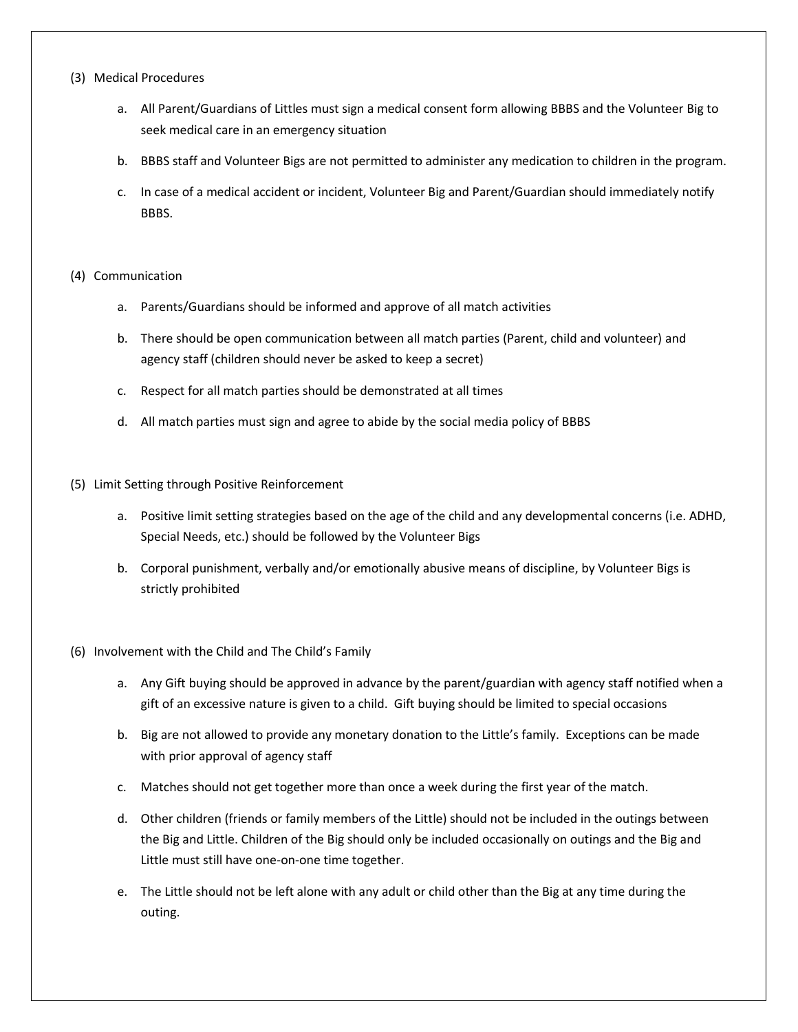(3) Medical Procedures

   a. All Parent/Guardians of Littles must sign a medical consent form allowing BBBS and the Volunteer Big to seek medical care in an emergency situation

   b. BBBS staff and Volunteer Bigs are not permitted to administer any medication to children in the program.

   c. In case of a medical accident or incident, Volunteer Big and Parent/Guardian should immediately notify BBBS.

(4) Communication

   a. Parents/Guardians should be informed and approve of all match activities

   b. There should be open communication between all match parties (Parent, child and volunteer) and agency staff (children should never be asked to keep a secret)

   c. Respect for all match parties should be demonstrated at all times

   d. All match parties must sign and agree to abide by the social media policy of BBBS

(5) Limit Setting through Positive Reinforcement

   a. Positive limit setting strategies based on the age of the child and any developmental concerns (i.e. ADHD, Special Needs, etc.) should be followed by the Volunteer Bigs

   b. Corporal punishment, verbally and/or emotionally abusive means of discipline, by Volunteer Bigs is strictly prohibited

(6) Involvement with the Child and The Child's Family

   a. Any Gift buying should be approved in advance by the parent/guardian with agency staff notified when a gift of an excessive nature is given to a child. Gift buying should be limited to special occasions

   b. Big are not allowed to provide any monetary donation to the Little's family. Exceptions can be made with prior approval of agency staff

   c. Matches should not get together more than once a week during the first year of the match.

   d. Other children (friends or family members of the Little) should not be included in the outings between the Big and Little. Children of the Big should only be included occasionally on outings and the Big and Little must still have one-on-one time together.

   e. The Little should not be left alone with any adult or child other than the Big at any time during the outing.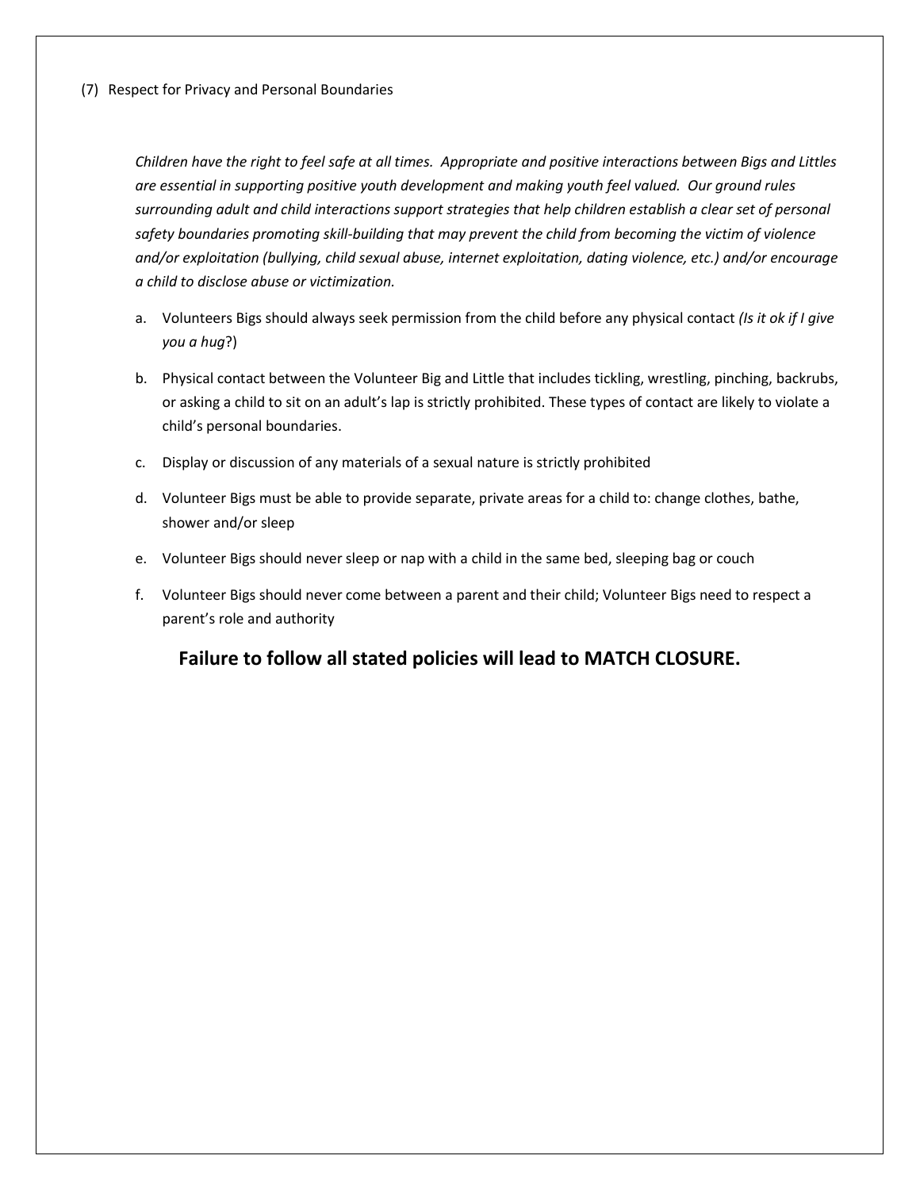(7) Respect for Privacy and Personal Boundaries

*Children have the right to feel safe at all times. Appropriate and positive interactions between Bigs and Littles are essential in supporting positive youth development and making youth feel valued. Our ground rules surrounding adult and child interactions support strategies that help children establish a clear set of personal safety boundaries promoting skill-building that may prevent the child from becoming the victim of violence and/or exploitation (bullying, child sexual abuse, internet exploitation, dating violence, etc.) and/or encourage a child to disclose abuse or victimization.*

a. Volunteers Bigs should always seek permission from the child before any physical contact *(Is it ok if I give you a hug*?)

b. Physical contact between the Volunteer Big and Little that includes tickling, wrestling, pinching, backrubs, or asking a child to sit on an adult's lap is strictly prohibited. These types of contact are likely to violate a child's personal boundaries.

c. Display or discussion of any materials of a sexual nature is strictly prohibited

d. Volunteer Bigs must be able to provide separate, private areas for a child to: change clothes, bathe, shower and/or sleep

e. Volunteer Bigs should never sleep or nap with a child in the same bed, sleeping bag or couch

f. Volunteer Bigs should never come between a parent and their child; Volunteer Bigs need to respect a parent's role and authority

**Failure to follow all stated policies will lead to MATCH CLOSURE.**